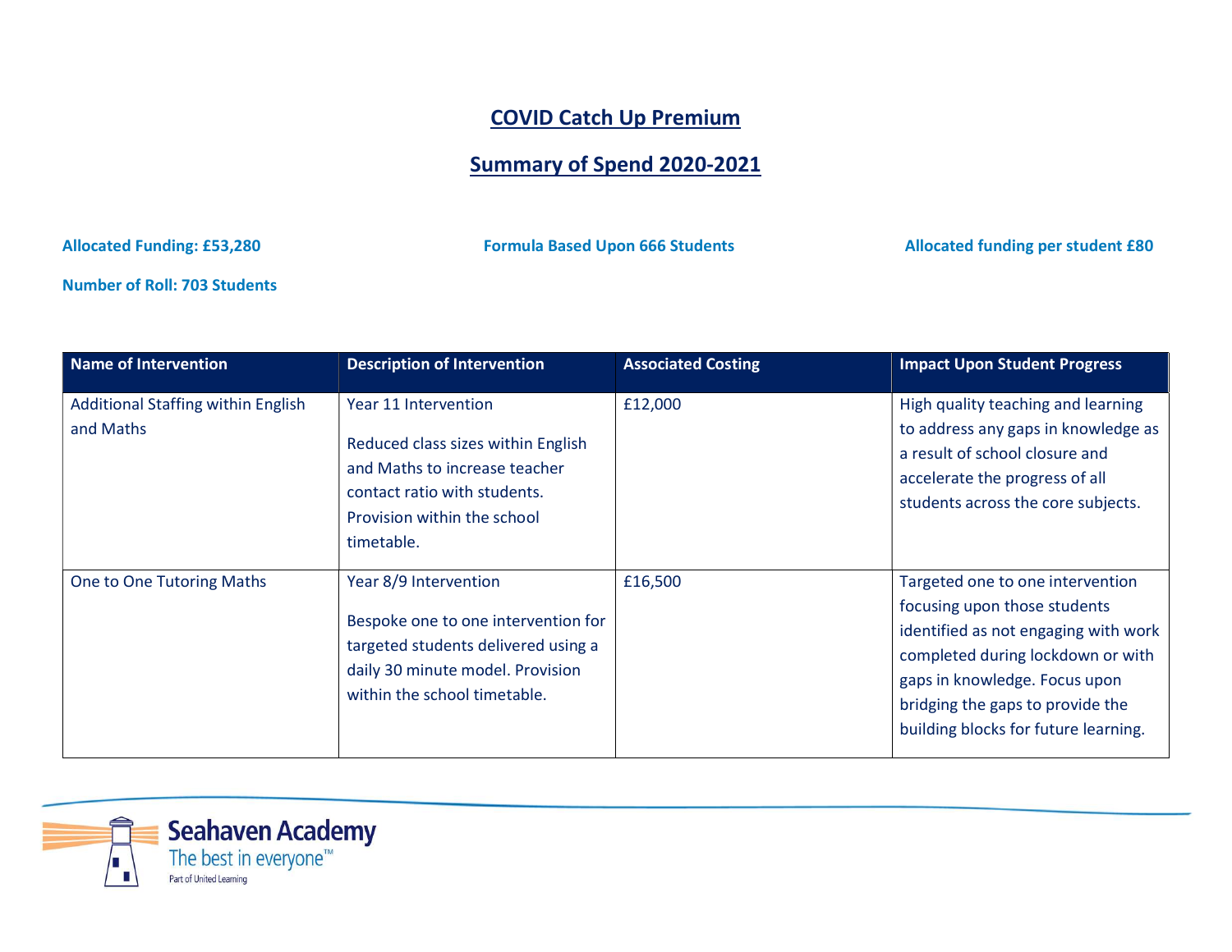# COVID Catch Up Premium

## Summary of Spend 2020-2021

**Allocated Funding: £53,280**

**Formula Based Upon 666 Students**

**Allocated funding per student £80**

**Number of Roll: 703 Students**

| Name of Intervention | Description of Intervention | Associated Costing | Impact Upon Student Progress |
|---|---|---|---|
| Additional Staffing within English and Maths | Year 11 Intervention<br><br>Reduced class sizes within English and Maths to increase teacher contact ratio with students. Provision within the school timetable. | £12,000 | High quality teaching and learning to address any gaps in knowledge as a result of school closure and accelerate the progress of all students across the core subjects. |
| One to One Tutoring Maths | Year 8/9 Intervention<br><br>Bespoke one to one intervention for targeted students delivered using a daily 30 minute model. Provision within the school timetable. | £16,500 | Targeted one to one intervention focusing upon those students identified as not engaging with work completed during lockdown or with gaps in knowledge. Focus upon bridging the gaps to provide the building blocks for future learning. |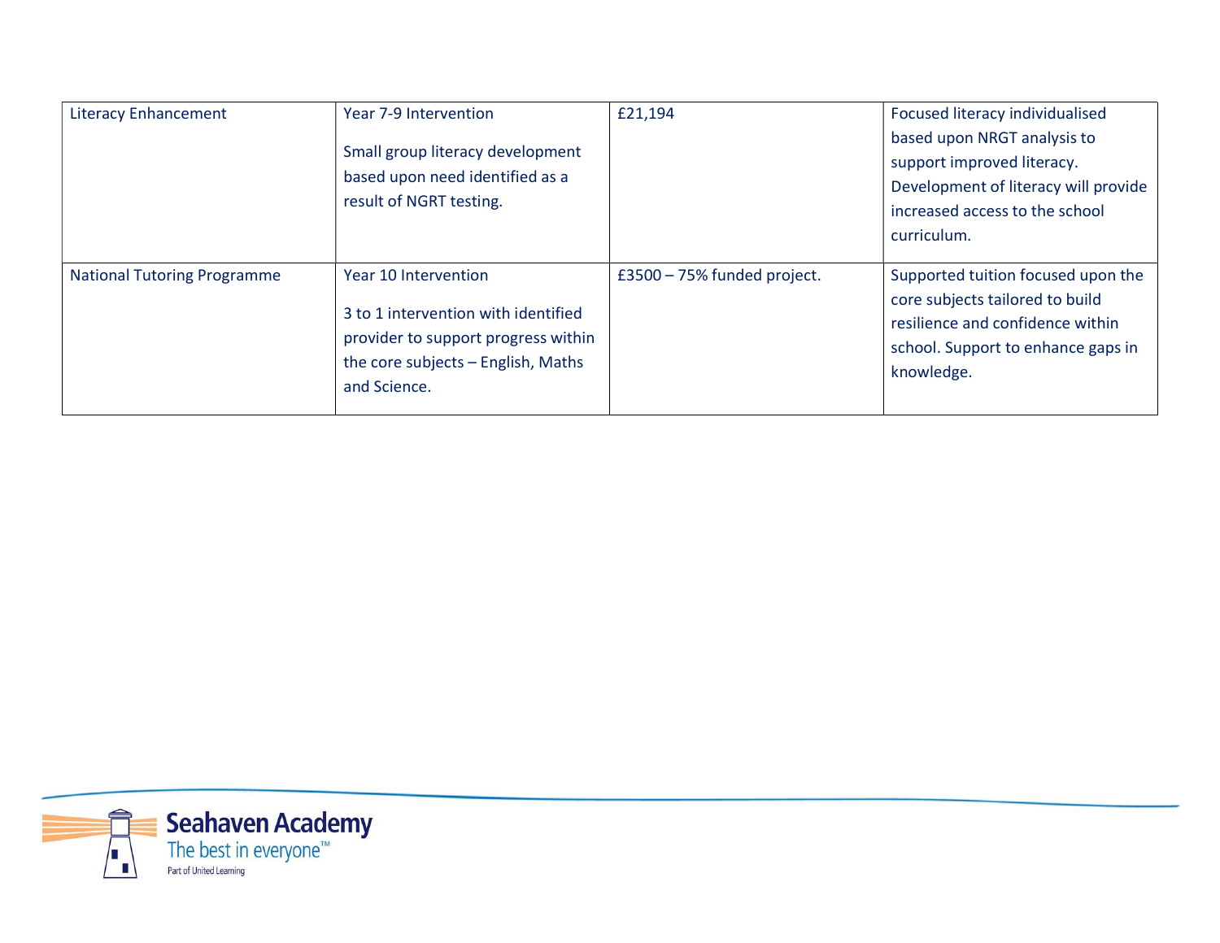| | | | |
|---|---|---|---|
| Literacy Enhancement | Year 7-9 Intervention<br><br>Small group literacy development based upon need identified as a result of NGRT testing. | £21,194 | Focused literacy individualised based upon NRGT analysis to support improved literacy. Development of literacy will provide increased access to the school curriculum. |
| National Tutoring Programme | Year 10 Intervention<br><br>3 to 1 intervention with identified provider to support progress within the core subjects – English, Maths and Science. | £3500 – 75% funded project. | Supported tuition focused upon the core subjects tailored to build resilience and confidence within school. Support to enhance gaps in knowledge. |